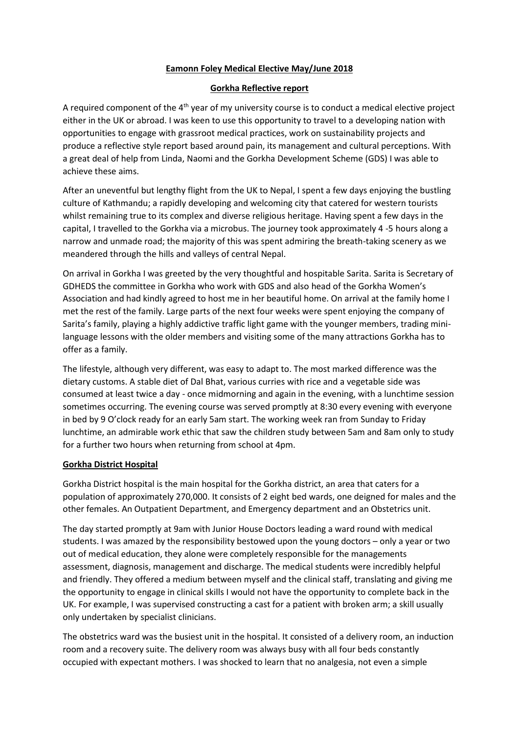**Eamonn Foley Medical Elective May/June 2018**

**Gorkha Reflective report**

A required component of the 4th year of my university course is to conduct a medical elective project either in the UK or abroad. I was keen to use this opportunity to travel to a developing nation with opportunities to engage with grassroot medical practices, work on sustainability projects and produce a reflective style report based around pain, its management and cultural perceptions. With a great deal of help from Linda, Naomi and the Gorkha Development Scheme (GDS) I was able to achieve these aims.

After an uneventful but lengthy flight from the UK to Nepal, I spent a few days enjoying the bustling culture of Kathmandu; a rapidly developing and welcoming city that catered for western tourists whilst remaining true to its complex and diverse religious heritage. Having spent a few days in the capital, I travelled to the Gorkha via a microbus. The journey took approximately 4 -5 hours along a narrow and unmade road; the majority of this was spent admiring the breath-taking scenery as we meandered through the hills and valleys of central Nepal.

On arrival in Gorkha I was greeted by the very thoughtful and hospitable Sarita. Sarita is Secretary of GDHEDS the committee in Gorkha who work with GDS and also head of the Gorkha Women's Association and had kindly agreed to host me in her beautiful home. On arrival at the family home I met the rest of the family. Large parts of the next four weeks were spent enjoying the company of Sarita's family, playing a highly addictive traffic light game with the younger members, trading mini-language lessons with the older members and visiting some of the many attractions Gorkha has to offer as a family.

The lifestyle, although very different, was easy to adapt to. The most marked difference was the dietary customs. A stable diet of Dal Bhat, various curries with rice and a vegetable side was consumed at least twice a day - once midmorning and again in the evening, with a lunchtime session sometimes occurring. The evening course was served promptly at 8:30 every evening with everyone in bed by 9 O'clock ready for an early 5am start. The working week ran from Sunday to Friday lunchtime, an admirable work ethic that saw the children study between 5am and 8am only to study for a further two hours when returning from school at 4pm.

**Gorkha District Hospital**

Gorkha District hospital is the main hospital for the Gorkha district, an area that caters for a population of approximately 270,000. It consists of 2 eight bed wards, one deigned for males and the other females. An Outpatient Department, and Emergency department and an Obstetrics unit.

The day started promptly at 9am with Junior House Doctors leading a ward round with medical students. I was amazed by the responsibility bestowed upon the young doctors – only a year or two out of medical education, they alone were completely responsible for the managements assessment, diagnosis, management and discharge. The medical students were incredibly helpful and friendly. They offered a medium between myself and the clinical staff, translating and giving me the opportunity to engage in clinical skills I would not have the opportunity to complete back in the UK. For example, I was supervised constructing a cast for a patient with broken arm; a skill usually only undertaken by specialist clinicians.

The obstetrics ward was the busiest unit in the hospital. It consisted of a delivery room, an induction room and a recovery suite. The delivery room was always busy with all four beds constantly occupied with expectant mothers. I was shocked to learn that no analgesia, not even a simple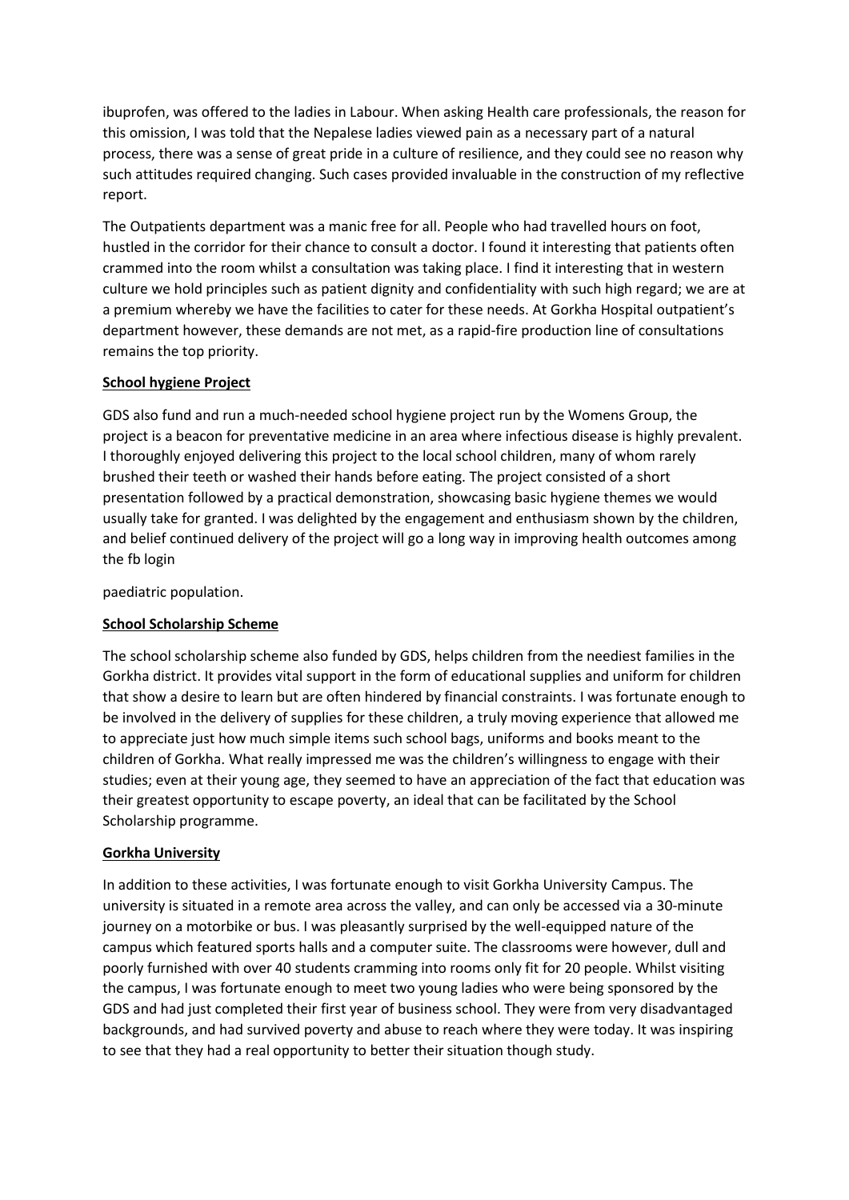ibuprofen, was offered to the ladies in Labour. When asking Health care professionals, the reason for this omission, I was told that the Nepalese ladies viewed pain as a necessary part of a natural process, there was a sense of great pride in a culture of resilience, and they could see no reason why such attitudes required changing. Such cases provided invaluable in the construction of my reflective report.

The Outpatients department was a manic free for all. People who had travelled hours on foot, hustled in the corridor for their chance to consult a doctor. I found it interesting that patients often crammed into the room whilst a consultation was taking place. I find it interesting that in western culture we hold principles such as patient dignity and confidentiality with such high regard; we are at a premium whereby we have the facilities to cater for these needs. At Gorkha Hospital outpatient's department however, these demands are not met, as a rapid-fire production line of consultations remains the top priority.

**School hygiene Project**

GDS also fund and run a much-needed school hygiene project run by the Womens Group, the project is a beacon for preventative medicine in an area where infectious disease is highly prevalent. I thoroughly enjoyed delivering this project to the local school children, many of whom rarely brushed their teeth or washed their hands before eating. The project consisted of a short presentation followed by a practical demonstration, showcasing basic hygiene themes we would usually take for granted. I was delighted by the engagement and enthusiasm shown by the children, and belief continued delivery of the project will go a long way in improving health outcomes among the fb login

paediatric population.

**School Scholarship Scheme**

The school scholarship scheme also funded by GDS, helps children from the neediest families in the Gorkha district. It provides vital support in the form of educational supplies and uniform for children that show a desire to learn but are often hindered by financial constraints. I was fortunate enough to be involved in the delivery of supplies for these children, a truly moving experience that allowed me to appreciate just how much simple items such school bags, uniforms and books meant to the children of Gorkha. What really impressed me was the children's willingness to engage with their studies; even at their young age, they seemed to have an appreciation of the fact that education was their greatest opportunity to escape poverty, an ideal that can be facilitated by the School Scholarship programme.

**Gorkha University**

In addition to these activities, I was fortunate enough to visit Gorkha University Campus. The university is situated in a remote area across the valley, and can only be accessed via a 30-minute journey on a motorbike or bus. I was pleasantly surprised by the well-equipped nature of the campus which featured sports halls and a computer suite. The classrooms were however, dull and poorly furnished with over 40 students cramming into rooms only fit for 20 people. Whilst visiting the campus, I was fortunate enough to meet two young ladies who were being sponsored by the GDS and had just completed their first year of business school. They were from very disadvantaged backgrounds, and had survived poverty and abuse to reach where they were today. It was inspiring to see that they had a real opportunity to better their situation though study.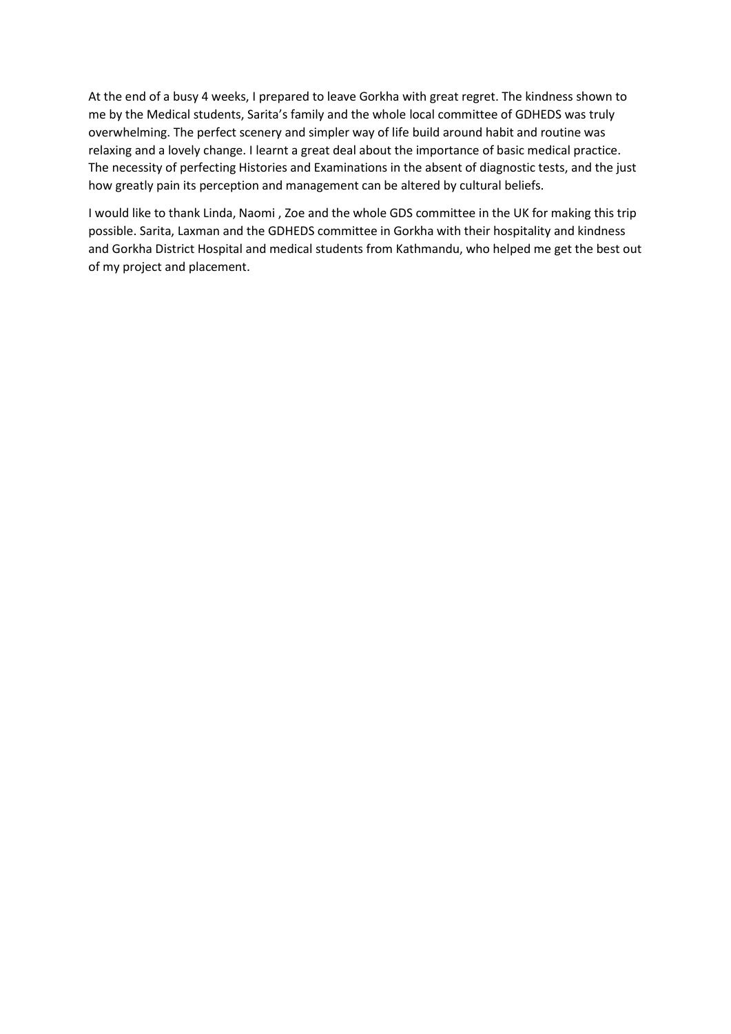At the end of a busy 4 weeks, I prepared to leave Gorkha with great regret. The kindness shown to me by the Medical students, Sarita's family and the whole local committee of GDHEDS was truly overwhelming. The perfect scenery and simpler way of life build around habit and routine was relaxing and a lovely change. I learnt a great deal about the importance of basic medical practice. The necessity of perfecting Histories and Examinations in the absent of diagnostic tests, and the just how greatly pain its perception and management can be altered by cultural beliefs.

I would like to thank Linda, Naomi , Zoe and the whole GDS committee in the UK for making this trip possible. Sarita, Laxman and the GDHEDS committee in Gorkha with their hospitality and kindness and Gorkha District Hospital and medical students from Kathmandu, who helped me get the best out of my project and placement.